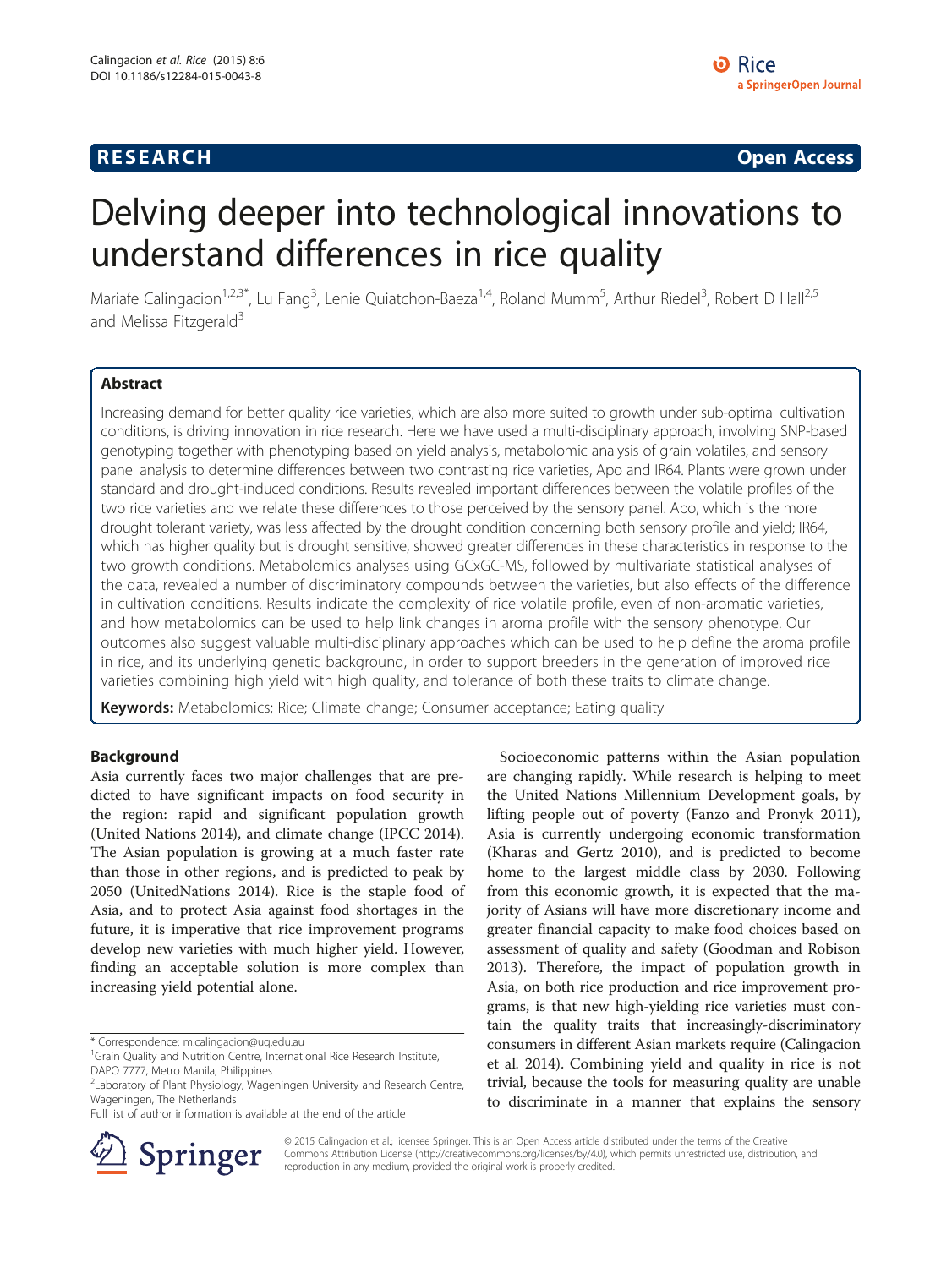RESEARCH Open Access

# Delving deeper into technological innovations to understand differences in rice quality

Mariafe Calingacion[1,2,3*], Lu Fang[3], Lenie Quiatchon-Baeza[1,4], Roland Mumm[5], Arthur Riedel[3], Robert D Hall[2,5] and Melissa Fitzgerald[3]

## Abstract

Increasing demand for better quality rice varieties, which are also more suited to growth under sub-optimal cultivation conditions, is driving innovation in rice research. Here we have used a multi-disciplinary approach, involving SNP-based genotyping together with phenotyping based on yield analysis, metabolomic analysis of grain volatiles, and sensory panel analysis to determine differences between two contrasting rice varieties, Apo and IR64. Plants were grown under standard and drought-induced conditions. Results revealed important differences between the volatile profiles of the two rice varieties and we relate these differences to those perceived by the sensory panel. Apo, which is the more drought tolerant variety, was less affected by the drought condition concerning both sensory profile and yield; IR64, which has higher quality but is drought sensitive, showed greater differences in these characteristics in response to the two growth conditions. Metabolomics analyses using GCxGC-MS, followed by multivariate statistical analyses of the data, revealed a number of discriminatory compounds between the varieties, but also effects of the difference in cultivation conditions. Results indicate the complexity of rice volatile profile, even of non-aromatic varieties, and how metabolomics can be used to help link changes in aroma profile with the sensory phenotype. Our outcomes also suggest valuable multi-disciplinary approaches which can be used to help define the aroma profile in rice, and its underlying genetic background, in order to support breeders in the generation of improved rice varieties combining high yield with high quality, and tolerance of both these traits to climate change.

**Keywords:** Metabolomics; Rice; Climate change; Consumer acceptance; Eating quality

## Background

Asia currently faces two major challenges that are predicted to have significant impacts on food security in the region: rapid and significant population growth (United Nations 2014), and climate change (IPCC 2014). The Asian population is growing at a much faster rate than those in other regions, and is predicted to peak by 2050 (UnitedNations 2014). Rice is the staple food of Asia, and to protect Asia against food shortages in the future, it is imperative that rice improvement programs develop new varieties with much higher yield. However, finding an acceptable solution is more complex than increasing yield potential alone.

Socioeconomic patterns within the Asian population are changing rapidly. While research is helping to meet the United Nations Millennium Development goals, by lifting people out of poverty (Fanzo and Pronyk 2011), Asia is currently undergoing economic transformation (Kharas and Gertz 2010), and is predicted to become home to the largest middle class by 2030. Following from this economic growth, it is expected that the majority of Asians will have more discretionary income and greater financial capacity to make food choices based on assessment of quality and safety (Goodman and Robison 2013). Therefore, the impact of population growth in Asia, on both rice production and rice improvement programs, is that new high-yielding rice varieties must contain the quality traits that increasingly-discriminatory consumers in different Asian markets require (Calingacion et al. 2014). Combining yield and quality in rice is not trivial, because the tools for measuring quality are unable to discriminate in a manner that explains the sensory

\* Correspondence: m.calingacion@uq.edu.au
[1]Grain Quality and Nutrition Centre, International Rice Research Institute, DAPO 7777, Metro Manila, Philippines
[2]Laboratory of Plant Physiology, Wageningen University and Research Centre, Wageningen, The Netherlands
Full list of author information is available at the end of the article

© 2015 Calingacion et al.; licensee Springer. This is an Open Access article distributed under the terms of the Creative Commons Attribution License (http://creativecommons.org/licenses/by/4.0), which permits unrestricted use, distribution, and reproduction in any medium, provided the original work is properly credited.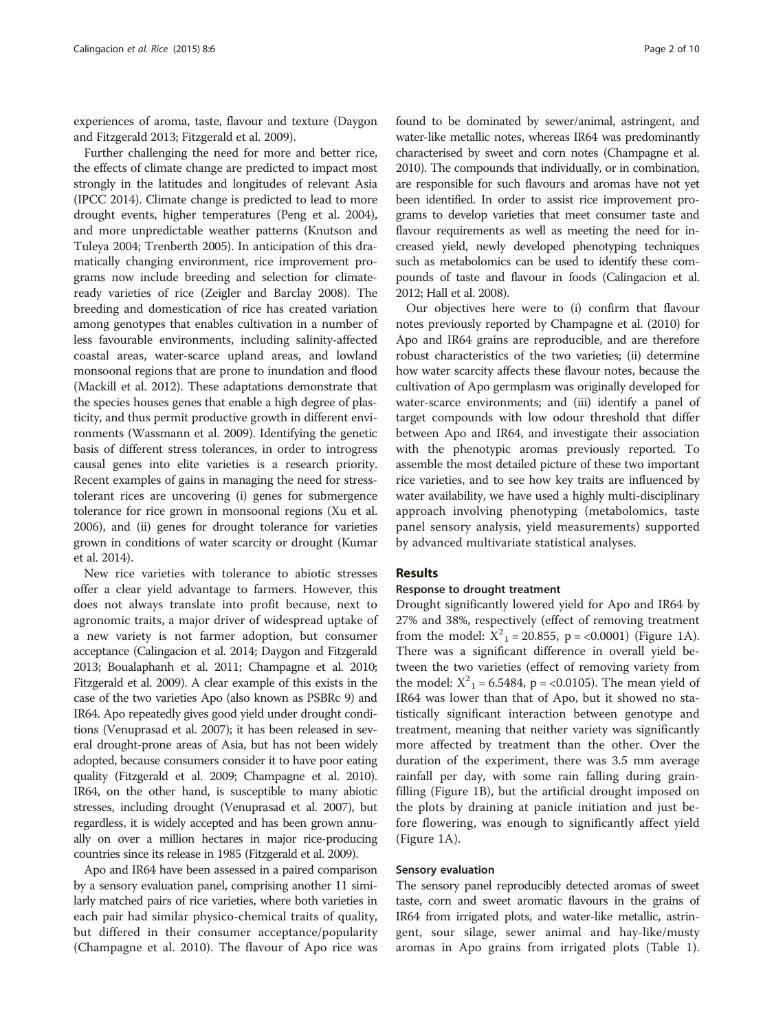experiences of aroma, taste, flavour and texture (Daygon and Fitzgerald 2013; Fitzgerald et al. 2009).

Further challenging the need for more and better rice, the effects of climate change are predicted to impact most strongly in the latitudes and longitudes of relevant Asia (IPCC 2014). Climate change is predicted to lead to more drought events, higher temperatures (Peng et al. 2004), and more unpredictable weather patterns (Knutson and Tuleya 2004; Trenberth 2005). In anticipation of this dramatically changing environment, rice improvement programs now include breeding and selection for climate-ready varieties of rice (Zeigler and Barclay 2008). The breeding and domestication of rice has created variation among genotypes that enables cultivation in a number of less favourable environments, including salinity-affected coastal areas, water-scarce upland areas, and lowland monsoonal regions that are prone to inundation and flood (Mackill et al. 2012). These adaptations demonstrate that the species houses genes that enable a high degree of plasticity, and thus permit productive growth in different environments (Wassmann et al. 2009). Identifying the genetic basis of different stress tolerances, in order to introgress causal genes into elite varieties is a research priority. Recent examples of gains in managing the need for stress-tolerant rices are uncovering (i) genes for submergence tolerance for rice grown in monsoonal regions (Xu et al. 2006), and (ii) genes for drought tolerance for varieties grown in conditions of water scarcity or drought (Kumar et al. 2014).

New rice varieties with tolerance to abiotic stresses offer a clear yield advantage to farmers. However, this does not always translate into profit because, next to agronomic traits, a major driver of widespread uptake of a new variety is not farmer adoption, but consumer acceptance (Calingacion et al. 2014; Daygon and Fitzgerald 2013; Boualaphanh et al. 2011; Champagne et al. 2010; Fitzgerald et al. 2009). A clear example of this exists in the case of the two varieties Apo (also known as PSBRc 9) and IR64. Apo repeatedly gives good yield under drought conditions (Venuprasad et al. 2007); it has been released in several drought-prone areas of Asia, but has not been widely adopted, because consumers consider it to have poor eating quality (Fitzgerald et al. 2009; Champagne et al. 2010). IR64, on the other hand, is susceptible to many abiotic stresses, including drought (Venuprasad et al. 2007), but regardless, it is widely accepted and has been grown annually on over a million hectares in major rice-producing countries since its release in 1985 (Fitzgerald et al. 2009).

Apo and IR64 have been assessed in a paired comparison by a sensory evaluation panel, comprising another 11 similarly matched pairs of rice varieties, where both varieties in each pair had similar physico-chemical traits of quality, but differed in their consumer acceptance/popularity (Champagne et al. 2010). The flavour of Apo rice was found to be dominated by sewer/animal, astringent, and water-like metallic notes, whereas IR64 was predominantly characterised by sweet and corn notes (Champagne et al. 2010). The compounds that individually, or in combination, are responsible for such flavours and aromas have not yet been identified. In order to assist rice improvement programs to develop varieties that meet consumer taste and flavour requirements as well as meeting the need for increased yield, newly developed phenotyping techniques such as metabolomics can be used to identify these compounds of taste and flavour in foods (Calingacion et al. 2012; Hall et al. 2008).

Our objectives here were to (i) confirm that flavour notes previously reported by Champagne et al. (2010) for Apo and IR64 grains are reproducible, and are therefore robust characteristics of the two varieties; (ii) determine how water scarcity affects these flavour notes, because the cultivation of Apo germplasm was originally developed for water-scarce environments; and (iii) identify a panel of target compounds with low odour threshold that differ between Apo and IR64, and investigate their association with the phenotypic aromas previously reported. To assemble the most detailed picture of these two important rice varieties, and to see how key traits are influenced by water availability, we have used a highly multi-disciplinary approach involving phenotyping (metabolomics, taste panel sensory analysis, yield measurements) supported by advanced multivariate statistical analyses.

## Results

### Response to drought treatment

Drought significantly lowered yield for Apo and IR64 by 27% and 38%, respectively (effect of removing treatment from the model: $X^2_1 = 20.855$, p = <0.0001) (Figure 1A). There was a significant difference in overall yield between the two varieties (effect of removing variety from the model: $X^2_1 = 6.5484$, p = <0.0105). The mean yield of IR64 was lower than that of Apo, but it showed no statistically significant interaction between genotype and treatment, meaning that neither variety was significantly more affected by treatment than the other. Over the duration of the experiment, there was 3.5 mm average rainfall per day, with some rain falling during grain-filling (Figure 1B), but the artificial drought imposed on the plots by draining at panicle initiation and just before flowering, was enough to significantly affect yield (Figure 1A).

### Sensory evaluation

The sensory panel reproducibly detected aromas of sweet taste, corn and sweet aromatic flavours in the grains of IR64 from irrigated plots, and water-like metallic, astringent, sour silage, sewer animal and hay-like/musty aromas in Apo grains from irrigated plots (Table 1).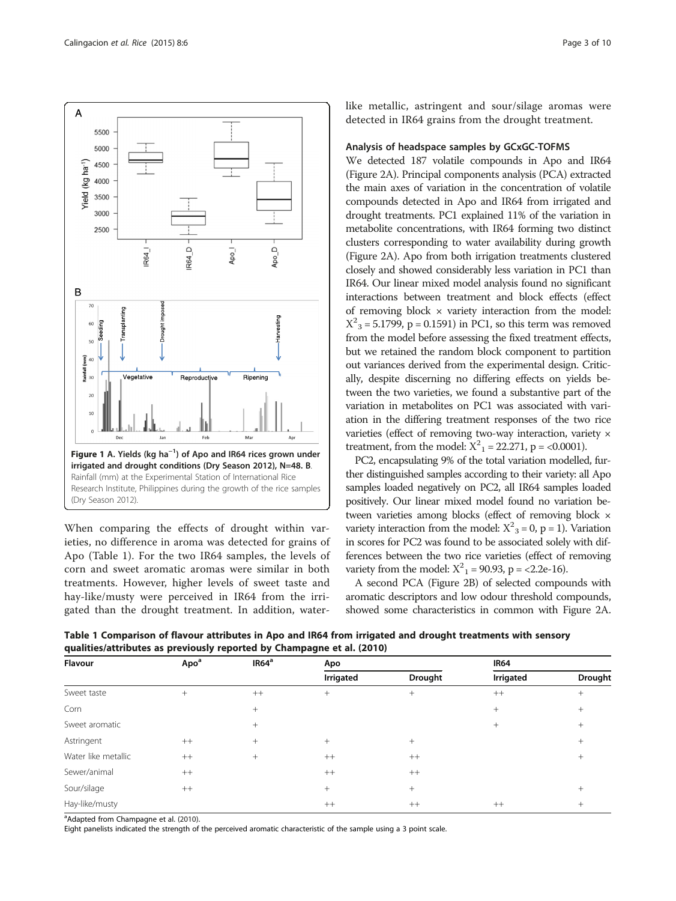**Figure 1 A. Yields (kg ha$^{-1}$) of Apo and IR64 rices grown under irrigated and drought conditions (Dry Season 2012), N=48. B.** Rainfall (mm) at the Experimental Station of International Rice Research Institute, Philippines during the growth of the rice samples (Dry Season 2012).

When comparing the effects of drought within varieties, no difference in aroma was detected for grains of Apo (Table 1). For the two IR64 samples, the levels of corn and sweet aromatic aromas were similar in both treatments. However, higher levels of sweet taste and hay-like/musty were perceived in IR64 from the irrigated than the drought treatment. In addition, water-like metallic, astringent and sour/silage aromas were detected in IR64 grains from the drought treatment.

### Analysis of headspace samples by GCxGC-TOFMS

We detected 187 volatile compounds in Apo and IR64 (Figure 2A). Principal components analysis (PCA) extracted the main axes of variation in the concentration of volatile compounds detected in Apo and IR64 from irrigated and drought treatments. PC1 explained 11% of the variation in metabolite concentrations, with IR64 forming two distinct clusters corresponding to water availability during growth (Figure 2A). Apo from both irrigation treatments clustered closely and showed considerably less variation in PC1 than IR64. Our linear mixed model analysis found no significant interactions between treatment and block effects (effect of removing block × variety interaction from the model: $X^2_3 = 5.1799$, p = 0.1591) in PC1, so this term was removed from the model before assessing the fixed treatment effects, but we retained the random block component to partition out variances derived from the experimental design. Critically, despite discerning no differing effects on yields between the two varieties, we found a substantive part of the variation in metabolites on PC1 was associated with variation in the differing treatment responses of the two rice varieties (effect of removing two-way interaction, variety × treatment, from the model: $X^2_1 = 22.271$, p = <0.0001).

PC2, encapsulating 9% of the total variation modelled, further distinguished samples according to their variety: all Apo samples loaded negatively on PC2, all IR64 samples loaded positively. Our linear mixed model found no variation between varieties among blocks (effect of removing block × variety interaction from the model: $X^2_3 = 0$, p = 1). Variation in scores for PC2 was found to be associated solely with differences between the two rice varieties (effect of removing variety from the model: $X^2_1 = 90.93$, p = <2.2e-16).

A second PCA (Figure 2B) of selected compounds with aromatic descriptors and low odour threshold compounds, showed some characteristics in common with Figure 2A.

**Table 1 Comparison of flavour attributes in Apo and IR64 from irrigated and drought treatments with sensory qualities/attributes as previously reported by Champagne et al. (2010)**

| Flavour | Apo[a] | IR64[a] | Apo | | IR64 | |
|---|---|---|---|---|---|---|
| | | | Irrigated | Drought | Irrigated | Drought |
| Sweet taste | + | ++ | + | + | ++ | + |
| Corn | | + | | | + | + |
| Sweet aromatic | | + | | | + | + |
| Astringent | ++ | + | + | + | | + |
| Water like metallic | ++ | + | ++ | ++ | | + |
| Sewer/animal | ++ | | ++ | ++ | | |
| Sour/silage | ++ | | + | + | | + |
| Hay-like/musty | | | ++ | ++ | ++ | + |

[a]Adapted from Champagne et al. (2010).
Eight panelists indicated the strength of the perceived aromatic characteristic of the sample using a 3 point scale.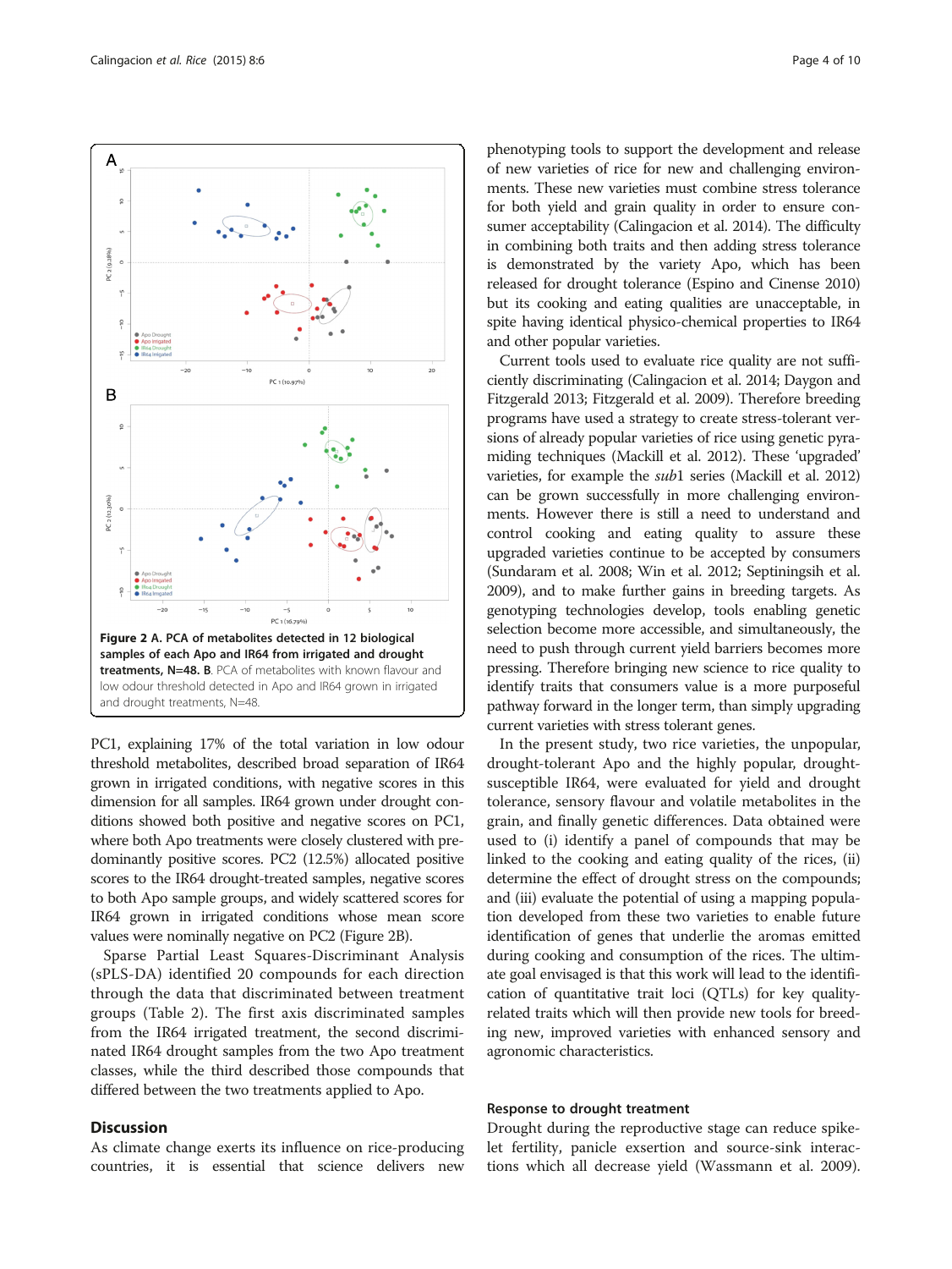Figure 2 A. PCA of metabolites detected in 12 biological samples of each Apo and IR64 from irrigated and drought treatments, N=48. B. PCA of metabolites with known flavour and low odour threshold detected in Apo and IR64 grown in irrigated and drought treatments, N=48.

PC1, explaining 17% of the total variation in low odour threshold metabolites, described broad separation of IR64 grown in irrigated conditions, with negative scores in this dimension for all samples. IR64 grown under drought conditions showed both positive and negative scores on PC1, where both Apo treatments were closely clustered with predominantly positive scores. PC2 (12.5%) allocated positive scores to the IR64 drought-treated samples, negative scores to both Apo sample groups, and widely scattered scores for IR64 grown in irrigated conditions whose mean score values were nominally negative on PC2 (Figure 2B).

Sparse Partial Least Squares-Discriminant Analysis (sPLS-DA) identified 20 compounds for each direction through the data that discriminated between treatment groups (Table 2). The first axis discriminated samples from the IR64 irrigated treatment, the second discriminated IR64 drought samples from the two Apo treatment classes, while the third described those compounds that differed between the two treatments applied to Apo.

## Discussion

As climate change exerts its influence on rice-producing countries, it is essential that science delivers new phenotyping tools to support the development and release of new varieties of rice for new and challenging environments. These new varieties must combine stress tolerance for both yield and grain quality in order to ensure consumer acceptability (Calingacion et al. 2014). The difficulty in combining both traits and then adding stress tolerance is demonstrated by the variety Apo, which has been released for drought tolerance (Espino and Cinense 2010) but its cooking and eating qualities are unacceptable, in spite having identical physico-chemical properties to IR64 and other popular varieties.

Current tools used to evaluate rice quality are not sufficiently discriminating (Calingacion et al. 2014; Daygon and Fitzgerald 2013; Fitzgerald et al. 2009). Therefore breeding programs have used a strategy to create stress-tolerant versions of already popular varieties of rice using genetic pyramiding techniques (Mackill et al. 2012). These 'upgraded' varieties, for example the *sub*1 series (Mackill et al. 2012) can be grown successfully in more challenging environments. However there is still a need to understand and control cooking and eating quality to assure these upgraded varieties continue to be accepted by consumers (Sundaram et al. 2008; Win et al. 2012; Septiningsih et al. 2009), and to make further gains in breeding targets. As genotyping technologies develop, tools enabling genetic selection become more accessible, and simultaneously, the need to push through current yield barriers becomes more pressing. Therefore bringing new science to rice quality to identify traits that consumers value is a more purposeful pathway forward in the longer term, than simply upgrading current varieties with stress tolerant genes.

In the present study, two rice varieties, the unpopular, drought-tolerant Apo and the highly popular, drought-susceptible IR64, were evaluated for yield and drought tolerance, sensory flavour and volatile metabolites in the grain, and finally genetic differences. Data obtained were used to (i) identify a panel of compounds that may be linked to the cooking and eating quality of the rices, (ii) determine the effect of drought stress on the compounds; and (iii) evaluate the potential of using a mapping population developed from these two varieties to enable future identification of genes that underlie the aromas emitted during cooking and consumption of the rices. The ultimate goal envisaged is that this work will lead to the identification of quantitative trait loci (QTLs) for key quality-related traits which will then provide new tools for breeding new, improved varieties with enhanced sensory and agronomic characteristics.

### Response to drought treatment

Drought during the reproductive stage can reduce spikelet fertility, panicle exsertion and source-sink interactions which all decrease yield (Wassmann et al. 2009).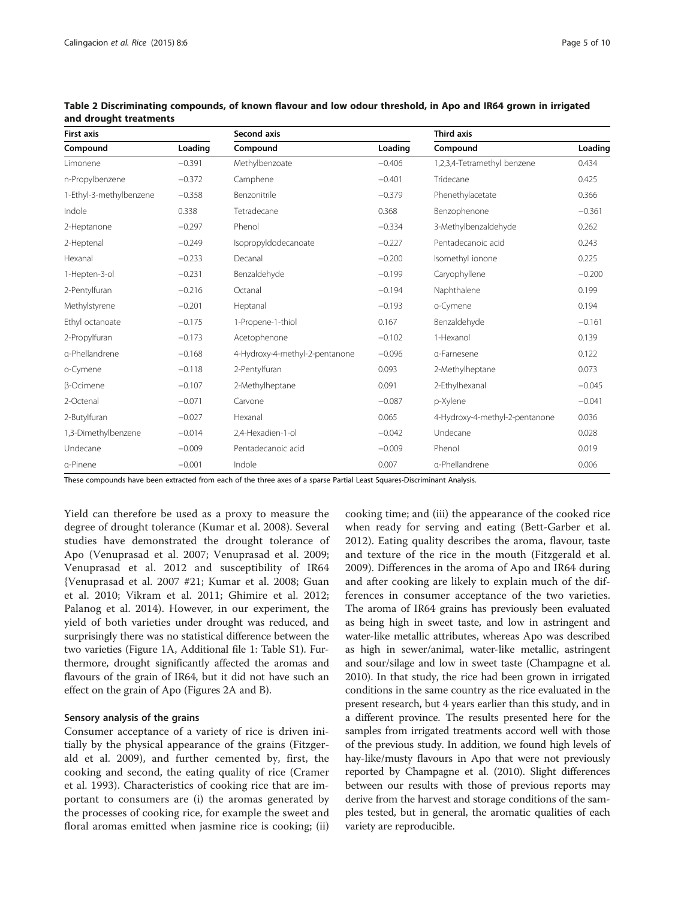**Table 2 Discriminating compounds, of known flavour and low odour threshold, in Apo and IR64 grown in irrigated and drought treatments**

| First axis | | Second axis | | Third axis | |
|---|---|---|---|---|---|
| Compound | Loading | Compound | Loading | Compound | Loading |
| Limonene | −0.391 | Methylbenzoate | −0.406 | 1,2,3,4-Tetramethyl benzene | 0.434 |
| n-Propylbenzene | −0.372 | Camphene | −0.401 | Tridecane | 0.425 |
| 1-Ethyl-3-methylbenzene | −0.358 | Benzonitrile | −0.379 | Phenethylacetate | 0.366 |
| Indole | 0.338 | Tetradecane | 0.368 | Benzophenone | −0.361 |
| 2-Heptanone | −0.297 | Phenol | −0.334 | 3-Methylbenzaldehyde | 0.262 |
| 2-Heptenal | −0.249 | Isopropyldodecanoate | −0.227 | Pentadecanoic acid | 0.243 |
| Hexanal | −0.233 | Decanal | −0.200 | Isomethyl ionone | 0.225 |
| 1-Hepten-3-ol | −0.231 | Benzaldehyde | −0.199 | Caryophyllene | −0.200 |
| 2-Pentylfuran | −0.216 | Octanal | −0.194 | Naphthalene | 0.199 |
| Methylstyrene | −0.201 | Heptanal | −0.193 | o-Cymene | 0.194 |
| Ethyl octanoate | −0.175 | 1-Propene-1-thiol | 0.167 | Benzaldehyde | −0.161 |
| 2-Propylfuran | −0.173 | Acetophenone | −0.102 | 1-Hexanol | 0.139 |
| α-Phellandrene | −0.168 | 4-Hydroxy-4-methyl-2-pentanone | −0.096 | α-Farnesene | 0.122 |
| o-Cymene | −0.118 | 2-Pentylfuran | 0.093 | 2-Methylheptane | 0.073 |
| β-Ocimene | −0.107 | 2-Methylheptane | 0.091 | 2-Ethylhexanal | −0.045 |
| 2-Octenal | −0.071 | Carvone | −0.087 | p-Xylene | −0.041 |
| 2-Butylfuran | −0.027 | Hexanal | 0.065 | 4-Hydroxy-4-methyl-2-pentanone | 0.036 |
| 1,3-Dimethylbenzene | −0.014 | 2,4-Hexadien-1-ol | −0.042 | Undecane | 0.028 |
| Undecane | −0.009 | Pentadecanoic acid | −0.009 | Phenol | 0.019 |
| α-Pinene | −0.001 | Indole | 0.007 | α-Phellandrene | 0.006 |

These compounds have been extracted from each of the three axes of a sparse Partial Least Squares-Discriminant Analysis.

Yield can therefore be used as a proxy to measure the degree of drought tolerance (Kumar et al. 2008). Several studies have demonstrated the drought tolerance of Apo (Venuprasad et al. 2007; Venuprasad et al. 2009; Venuprasad et al. 2012 and susceptibility of IR64 {Venuprasad et al. 2007 #21; Kumar et al. 2008; Guan et al. 2010; Vikram et al. 2011; Ghimire et al. 2012; Palanog et al. 2014). However, in our experiment, the yield of both varieties under drought was reduced, and surprisingly there was no statistical difference between the two varieties (Figure 1A, Additional file 1: Table S1). Furthermore, drought significantly affected the aromas and flavours of the grain of IR64, but it did not have such an effect on the grain of Apo (Figures 2A and B).

### Sensory analysis of the grains

Consumer acceptance of a variety of rice is driven initially by the physical appearance of the grains (Fitzgerald et al. 2009), and further cemented by, first, the cooking and second, the eating quality of rice (Cramer et al. 1993). Characteristics of cooking rice that are important to consumers are (i) the aromas generated by the processes of cooking rice, for example the sweet and floral aromas emitted when jasmine rice is cooking; (ii) cooking time; and (iii) the appearance of the cooked rice when ready for serving and eating (Bett-Garber et al. 2012). Eating quality describes the aroma, flavour, taste and texture of the rice in the mouth (Fitzgerald et al. 2009). Differences in the aroma of Apo and IR64 during and after cooking are likely to explain much of the differences in consumer acceptance of the two varieties. The aroma of IR64 grains has previously been evaluated as being high in sweet taste, and low in astringent and water-like metallic attributes, whereas Apo was described as high in sewer/animal, water-like metallic, astringent and sour/silage and low in sweet taste (Champagne et al. 2010). In that study, the rice had been grown in irrigated conditions in the same country as the rice evaluated in the present research, but 4 years earlier than this study, and in a different province. The results presented here for the samples from irrigated treatments accord well with those of the previous study. In addition, we found high levels of hay-like/musty flavours in Apo that were not previously reported by Champagne et al. (2010). Slight differences between our results with those of previous reports may derive from the harvest and storage conditions of the samples tested, but in general, the aromatic qualities of each variety are reproducible.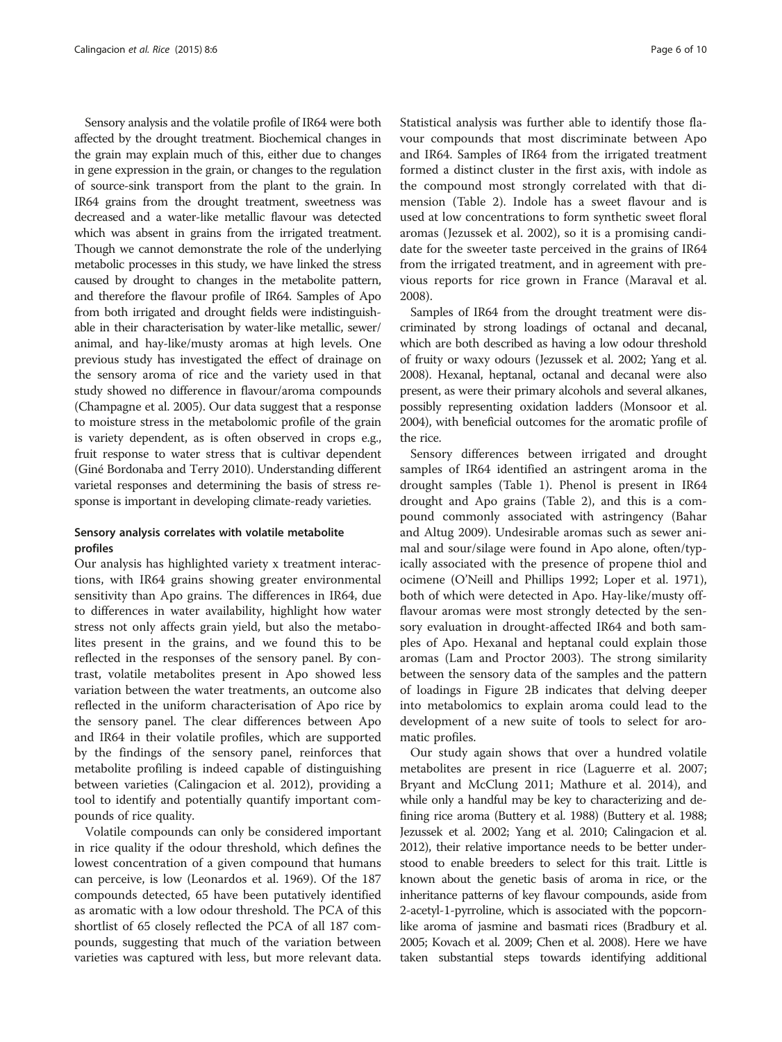Sensory analysis and the volatile profile of IR64 were both affected by the drought treatment. Biochemical changes in the grain may explain much of this, either due to changes in gene expression in the grain, or changes to the regulation of source-sink transport from the plant to the grain. In IR64 grains from the drought treatment, sweetness was decreased and a water-like metallic flavour was detected which was absent in grains from the irrigated treatment. Though we cannot demonstrate the role of the underlying metabolic processes in this study, we have linked the stress caused by drought to changes in the metabolite pattern, and therefore the flavour profile of IR64. Samples of Apo from both irrigated and drought fields were indistinguishable in their characterisation by water-like metallic, sewer/animal, and hay-like/musty aromas at high levels. One previous study has investigated the effect of drainage on the sensory aroma of rice and the variety used in that study showed no difference in flavour/aroma compounds (Champagne et al. 2005). Our data suggest that a response to moisture stress in the metabolomic profile of the grain is variety dependent, as is often observed in crops e.g., fruit response to water stress that is cultivar dependent (Giné Bordonaba and Terry 2010). Understanding different varietal responses and determining the basis of stress response is important in developing climate-ready varieties.

### Sensory analysis correlates with volatile metabolite profiles

Our analysis has highlighted variety x treatment interactions, with IR64 grains showing greater environmental sensitivity than Apo grains. The differences in IR64, due to differences in water availability, highlight how water stress not only affects grain yield, but also the metabolites present in the grains, and we found this to be reflected in the responses of the sensory panel. By contrast, volatile metabolites present in Apo showed less variation between the water treatments, an outcome also reflected in the uniform characterisation of Apo rice by the sensory panel. The clear differences between Apo and IR64 in their volatile profiles, which are supported by the findings of the sensory panel, reinforces that metabolite profiling is indeed capable of distinguishing between varieties (Calingacion et al. 2012), providing a tool to identify and potentially quantify important compounds of rice quality.

Volatile compounds can only be considered important in rice quality if the odour threshold, which defines the lowest concentration of a given compound that humans can perceive, is low (Leonardos et al. 1969). Of the 187 compounds detected, 65 have been putatively identified as aromatic with a low odour threshold. The PCA of this shortlist of 65 closely reflected the PCA of all 187 compounds, suggesting that much of the variation between varieties was captured with less, but more relevant data. Statistical analysis was further able to identify those flavour compounds that most discriminate between Apo and IR64. Samples of IR64 from the irrigated treatment formed a distinct cluster in the first axis, with indole as the compound most strongly correlated with that dimension (Table 2). Indole has a sweet flavour and is used at low concentrations to form synthetic sweet floral aromas (Jezussek et al. 2002), so it is a promising candidate for the sweeter taste perceived in the grains of IR64 from the irrigated treatment, and in agreement with previous reports for rice grown in France (Maraval et al. 2008).

Samples of IR64 from the drought treatment were discriminated by strong loadings of octanal and decanal, which are both described as having a low odour threshold of fruity or waxy odours (Jezussek et al. 2002; Yang et al. 2008). Hexanal, heptanal, octanal and decanal were also present, as were their primary alcohols and several alkanes, possibly representing oxidation ladders (Monsoor et al. 2004), with beneficial outcomes for the aromatic profile of the rice.

Sensory differences between irrigated and drought samples of IR64 identified an astringent aroma in the drought samples (Table 1). Phenol is present in IR64 drought and Apo grains (Table 2), and this is a compound commonly associated with astringency (Bahar and Altug 2009). Undesirable aromas such as sewer animal and sour/silage were found in Apo alone, often/typically associated with the presence of propene thiol and ocimene (O'Neill and Phillips 1992; Loper et al. 1971), both of which were detected in Apo. Hay-like/musty off-flavour aromas were most strongly detected by the sensory evaluation in drought-affected IR64 and both samples of Apo. Hexanal and heptanal could explain those aromas (Lam and Proctor 2003). The strong similarity between the sensory data of the samples and the pattern of loadings in Figure 2B indicates that delving deeper into metabolomics to explain aroma could lead to the development of a new suite of tools to select for aromatic profiles.

Our study again shows that over a hundred volatile metabolites are present in rice (Laguerre et al. 2007; Bryant and McClung 2011; Mathure et al. 2014), and while only a handful may be key to characterizing and defining rice aroma (Buttery et al. 1988) (Buttery et al. 1988; Jezussek et al. 2002; Yang et al. 2010; Calingacion et al. 2012), their relative importance needs to be better understood to enable breeders to select for this trait. Little is known about the genetic basis of aroma in rice, or the inheritance patterns of key flavour compounds, aside from 2-acetyl-1-pyrroline, which is associated with the popcorn-like aroma of jasmine and basmati rices (Bradbury et al. 2005; Kovach et al. 2009; Chen et al. 2008). Here we have taken substantial steps towards identifying additional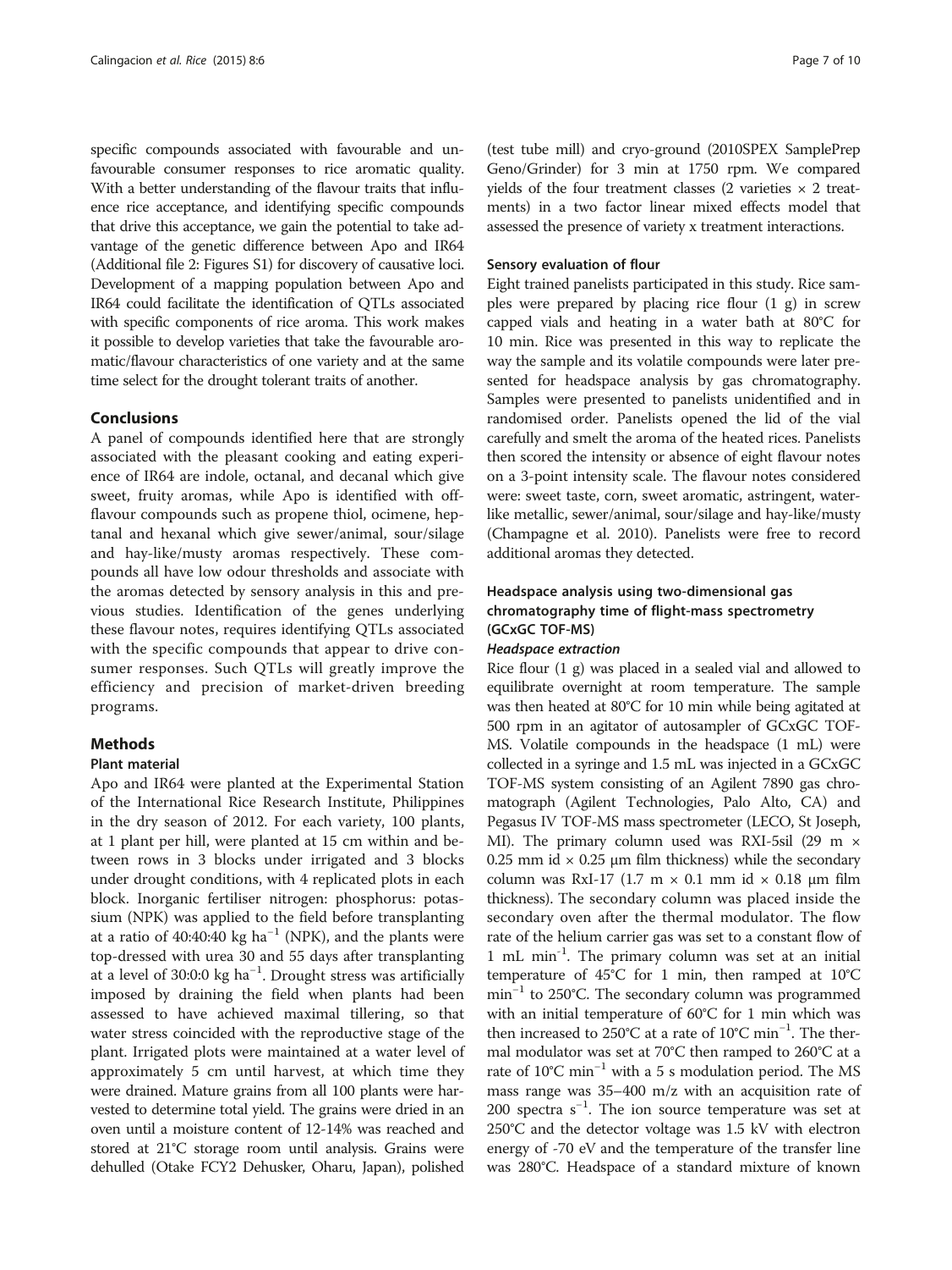specific compounds associated with favourable and unfavourable consumer responses to rice aromatic quality. With a better understanding of the flavour traits that influence rice acceptance, and identifying specific compounds that drive this acceptance, we gain the potential to take advantage of the genetic difference between Apo and IR64 (Additional file 2: Figures S1) for discovery of causative loci. Development of a mapping population between Apo and IR64 could facilitate the identification of QTLs associated with specific components of rice aroma. This work makes it possible to develop varieties that take the favourable aromatic/flavour characteristics of one variety and at the same time select for the drought tolerant traits of another.

## Conclusions

A panel of compounds identified here that are strongly associated with the pleasant cooking and eating experience of IR64 are indole, octanal, and decanal which give sweet, fruity aromas, while Apo is identified with off-flavour compounds such as propene thiol, ocimene, heptanal and hexanal which give sewer/animal, sour/silage and hay-like/musty aromas respectively. These compounds all have low odour thresholds and associate with the aromas detected by sensory analysis in this and previous studies. Identification of the genes underlying these flavour notes, requires identifying QTLs associated with the specific compounds that appear to drive consumer responses. Such QTLs will greatly improve the efficiency and precision of market-driven breeding programs.

## Methods

### Plant material

Apo and IR64 were planted at the Experimental Station of the International Rice Research Institute, Philippines in the dry season of 2012. For each variety, 100 plants, at 1 plant per hill, were planted at 15 cm within and between rows in 3 blocks under irrigated and 3 blocks under drought conditions, with 4 replicated plots in each block. Inorganic fertiliser nitrogen: phosphorus: potassium (NPK) was applied to the field before transplanting at a ratio of 40:40:40 kg $ha^{-1}$ (NPK), and the plants were top-dressed with urea 30 and 55 days after transplanting at a level of 30:0:0 kg $ha^{-1}$. Drought stress was artificially imposed by draining the field when plants had been assessed to have achieved maximal tillering, so that water stress coincided with the reproductive stage of the plant. Irrigated plots were maintained at a water level of approximately 5 cm until harvest, at which time they were drained. Mature grains from all 100 plants were harvested to determine total yield. The grains were dried in an oven until a moisture content of 12-14% was reached and stored at 21°C storage room until analysis. Grains were dehulled (Otake FCY2 Dehusker, Oharu, Japan), polished (test tube mill) and cryo-ground (2010SPEX SamplePrep Geno/Grinder) for 3 min at 1750 rpm. We compared yields of the four treatment classes (2 varieties × 2 treatments) in a two factor linear mixed effects model that assessed the presence of variety x treatment interactions.

### Sensory evaluation of flour

Eight trained panelists participated in this study. Rice samples were prepared by placing rice flour (1 g) in screw capped vials and heating in a water bath at 80°C for 10 min. Rice was presented in this way to replicate the way the sample and its volatile compounds were later presented for headspace analysis by gas chromatography. Samples were presented to panelists unidentified and in randomised order. Panelists opened the lid of the vial carefully and smelt the aroma of the heated rices. Panelists then scored the intensity or absence of eight flavour notes on a 3-point intensity scale. The flavour notes considered were: sweet taste, corn, sweet aromatic, astringent, water-like metallic, sewer/animal, sour/silage and hay-like/musty (Champagne et al. 2010). Panelists were free to record additional aromas they detected.

### Headspace analysis using two-dimensional gas chromatography time of flight-mass spectrometry (GCxGC TOF-MS)

#### *Headspace extraction*

Rice flour (1 g) was placed in a sealed vial and allowed to equilibrate overnight at room temperature. The sample was then heated at 80°C for 10 min while being agitated at 500 rpm in an agitator of autosampler of GCxGC TOF-MS. Volatile compounds in the headspace (1 mL) were collected in a syringe and 1.5 mL was injected in a GCxGC TOF-MS system consisting of an Agilent 7890 gas chromatograph (Agilent Technologies, Palo Alto, CA) and Pegasus IV TOF-MS mass spectrometer (LECO, St Joseph, MI). The primary column used was RXI-5sil (29 m × 0.25 mm id × 0.25 μm film thickness) while the secondary column was RxI-17 (1.7 m × 0.1 mm id × 0.18 μm film thickness). The secondary column was placed inside the secondary oven after the thermal modulator. The flow rate of the helium carrier gas was set to a constant flow of 1 mL $min^{-1}$. The primary column was set at an initial temperature of 45°C for 1 min, then ramped at 10°C $min^{-1}$ to 250°C. The secondary column was programmed with an initial temperature of 60°C for 1 min which was then increased to 250°C at a rate of 10°C $min^{-1}$. The thermal modulator was set at 70°C then ramped to 260°C at a rate of 10°C $min^{-1}$ with a 5 s modulation period. The MS mass range was 35–400 m/z with an acquisition rate of 200 spectra $s^{-1}$. The ion source temperature was set at 250°C and the detector voltage was 1.5 kV with electron energy of -70 eV and the temperature of the transfer line was 280°C. Headspace of a standard mixture of known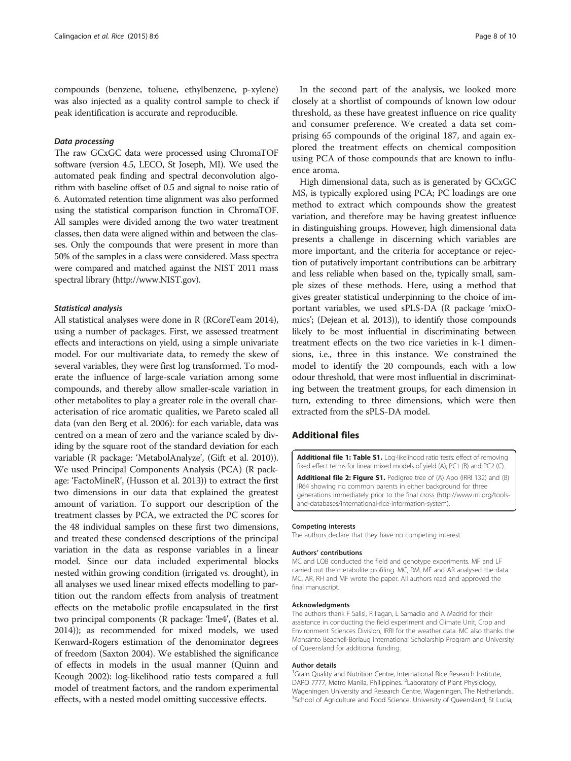compounds (benzene, toluene, ethylbenzene, p-xylene) was also injected as a quality control sample to check if peak identification is accurate and reproducible.

#### *Data processing*

The raw GCxGC data were processed using ChromaTOF software (version 4.5, LECO, St Joseph, MI). We used the automated peak finding and spectral deconvolution algorithm with baseline offset of 0.5 and signal to noise ratio of 6. Automated retention time alignment was also performed using the statistical comparison function in ChromaTOF. All samples were divided among the two water treatment classes, then data were aligned within and between the classes. Only the compounds that were present in more than 50% of the samples in a class were considered. Mass spectra were compared and matched against the NIST 2011 mass spectral library (http://www.NIST.gov).

#### *Statistical analysis*

All statistical analyses were done in R (RCoreTeam 2014), using a number of packages. First, we assessed treatment effects and interactions on yield, using a simple univariate model. For our multivariate data, to remedy the skew of several variables, they were first log transformed. To moderate the influence of large-scale variation among some compounds, and thereby allow smaller-scale variation in other metabolites to play a greater role in the overall characterisation of rice aromatic qualities, we Pareto scaled all data (van den Berg et al. 2006): for each variable, data was centred on a mean of zero and the variance scaled by dividing by the square root of the standard deviation for each variable (R package: 'MetabolAnalyze', (Gift et al. 2010)). We used Principal Components Analysis (PCA) (R package: 'FactoMineR', (Husson et al. 2013)) to extract the first two dimensions in our data that explained the greatest amount of variation. To support our description of the treatment classes by PCA, we extracted the PC scores for the 48 individual samples on these first two dimensions, and treated these condensed descriptions of the principal variation in the data as response variables in a linear model. Since our data included experimental blocks nested within growing condition (irrigated vs. drought), in all analyses we used linear mixed effects modelling to partition out the random effects from analysis of treatment effects on the metabolic profile encapsulated in the first two principal components (R package: 'lme4', (Bates et al. 2014)); as recommended for mixed models, we used Kenward-Rogers estimation of the denominator degrees of freedom (Saxton 2004). We established the significance of effects in models in the usual manner (Quinn and Keough 2002): log-likelihood ratio tests compared a full model of treatment factors, and the random experimental effects, with a nested model omitting successive effects.

In the second part of the analysis, we looked more closely at a shortlist of compounds of known low odour threshold, as these have greatest influence on rice quality and consumer preference. We created a data set comprising 65 compounds of the original 187, and again explored the treatment effects on chemical composition using PCA of those compounds that are known to influence aroma.

High dimensional data, such as is generated by GCxGC MS, is typically explored using PCA; PC loadings are one method to extract which compounds show the greatest variation, and therefore may be having greatest influence in distinguishing groups. However, high dimensional data presents a challenge in discerning which variables are more important, and the criteria for acceptance or rejection of putatively important contributions can be arbitrary and less reliable when based on the, typically small, sample sizes of these methods. Here, using a method that gives greater statistical underpinning to the choice of important variables, we used sPLS-DA (R package 'mixOmics'; (Dejean et al. 2013)), to identify those compounds likely to be most influential in discriminating between treatment effects on the two rice varieties in k-1 dimensions, i.e., three in this instance. We constrained the model to identify the 20 compounds, each with a low odour threshold, that were most influential in discriminating between the treatment groups, for each dimension in turn, extending to three dimensions, which were then extracted from the sPLS-DA model.

## Additional files

**Additional file 1: Table S1.** Log-likelihood ratio tests: effect of removing fixed effect terms for linear mixed models of yield (A), PC1 (B) and PC2 (C).

**Additional file 2: Figure S1.** Pedigree tree of (A) Apo (IRRI 132) and (B) IR64 showing no common parents in either background for three generations immediately prior to the final cross (http://www.irri.org/tools-and-databases/international-rice-information-system).

#### Competing interests

The authors declare that they have no competing interest.

#### Authors' contributions

MC and LQB conducted the field and genotype experiments. MF and LF carried out the metabolite profiling. MC, RM, MF and AR analysed the data. MC, AR, RH and MF wrote the paper. All authors read and approved the final manuscript.

#### Acknowledgments

The authors thank F Salisi, R Ilagan, L Samadio and A Madrid for their assistance in conducting the field experiment and Climate Unit, Crop and Environment Sciences Division, IRRI for the weather data. MC also thanks the Monsanto Beachell-Borlaug International Scholarship Program and University of Queensland for additional funding.

#### Author details

[1]Grain Quality and Nutrition Centre, International Rice Research Institute, DAPO 7777, Metro Manila, Philippines. [2]Laboratory of Plant Physiology, Wageningen University and Research Centre, Wageningen, The Netherlands. [3]School of Agriculture and Food Science, University of Queensland, St Lucia,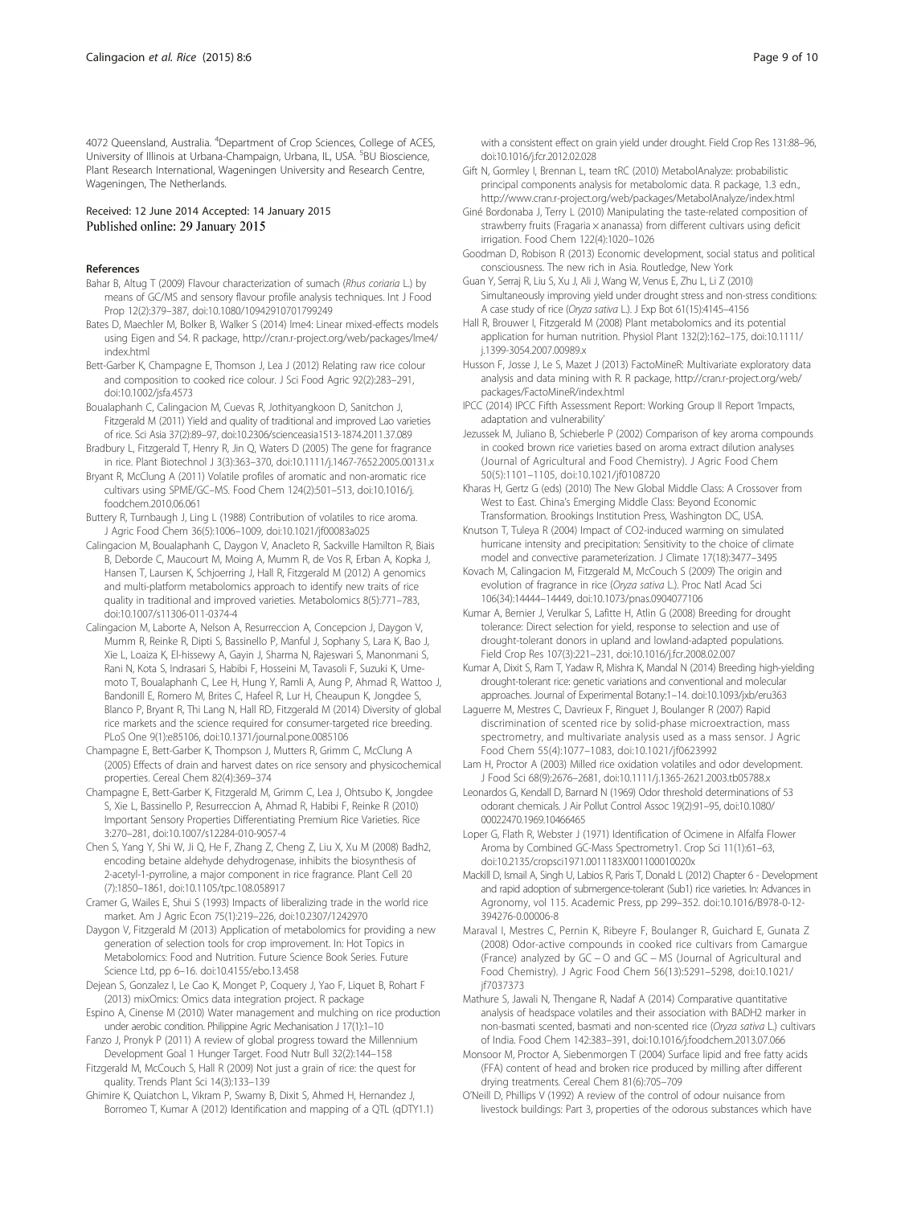4072 Queensland, Australia. [4]Department of Crop Sciences, College of ACES, University of Illinois at Urbana-Champaign, Urbana, IL, USA. [5]BU Bioscience, Plant Research International, Wageningen University and Research Centre, Wageningen, The Netherlands.

Received: 12 June 2014 Accepted: 14 January 2015
Published online: 29 January 2015

## References

Bahar B, Altug T (2009) Flavour characterization of sumach (*Rhus coriaria* L.) by means of GC/MS and sensory flavour profile analysis techniques. Int J Food Prop 12(2):379–387, doi:10.1080/10942910701799249

Bates D, Maechler M, Bolker B, Walker S (2014) lme4: Linear mixed-effects models using Eigen and S4. R package, http://cran.r-project.org/web/packages/lme4/index.html

Bett-Garber K, Champagne E, Thomson J, Lea J (2012) Relating raw rice colour and composition to cooked rice colour. J Sci Food Agric 92(2):283–291, doi:10.1002/jsfa.4573

Boualaphanh C, Calingacion M, Cuevas R, Jothityangkoon D, Sanitchon J, Fitzgerald M (2011) Yield and quality of traditional and improved Lao varieties of rice. Sci Asia 37(2):89–97, doi:10.2306/scienceasia1513-1874.2011.37.089

Bradbury L, Fitzgerald T, Henry R, Jin Q, Waters D (2005) The gene for fragrance in rice. Plant Biotechnol J 3(3):363–370, doi:10.1111/j.1467-7652.2005.00131.x

Bryant R, McClung A (2011) Volatile profiles of aromatic and non-aromatic rice cultivars using SPME/GC–MS. Food Chem 124(2):501–513, doi:10.1016/j.foodchem.2010.06.061

Buttery R, Turnbaugh J, Ling L (1988) Contribution of volatiles to rice aroma. J Agric Food Chem 36(5):1006–1009, doi:10.1021/jf00083a025

Calingacion M, Boualaphanh C, Daygon V, Anacleto R, Sackville Hamilton R, Biais B, Deborde C, Maucourt M, Moing A, Mumm R, de Vos R, Erban A, Kopka J, Hansen T, Laursen K, Schjoerring J, Hall R, Fitzgerald M (2012) A genomics and multi-platform metabolomics approach to identify new traits of rice quality in traditional and improved varieties. Metabolomics 8(5):771–783, doi:10.1007/s11306-011-0374-4

Calingacion M, Laborte A, Nelson A, Resurreccion A, Concepcion J, Daygon V, Mumm R, Reinke R, Dipti S, Bassinello P, Manful J, Sophany S, Lara K, Bao J, Xie L, Loaiza K, El-hissewy A, Gayin J, Sharma N, Rajeswari S, Manonmani S, Rani N, Kota S, Indrasari S, Habibi F, Hosseini M, Tavasoli F, Suzuki K, Umemoto T, Boualaphanh C, Lee H, Hung Y, Ramli A, Aung P, Ahmad R, Wattoo J, Bandonill E, Romero M, Brites C, Hafeel R, Lur H, Cheaupun K, Jongdee S, Blanco P, Bryant R, Thi Lang N, Hall RD, Fitzgerald M (2014) Diversity of global rice markets and the science required for consumer-targeted rice breeding. PLoS One 9(1):e85106, doi:10.1371/journal.pone.0085106

Champagne E, Bett-Garber K, Thompson J, Mutters R, Grimm C, McClung A (2005) Effects of drain and harvest dates on rice sensory and physicochemical properties. Cereal Chem 82(4):369–374

Champagne E, Bett-Garber K, Fitzgerald M, Grimm C, Lea J, Ohtsubo K, Jongdee S, Xie L, Bassinello P, Resurreccion A, Ahmad R, Habibi F, Reinke R (2010) Important Sensory Properties Differentiating Premium Rice Varieties. Rice 3:270–281, doi:10.1007/s12284-010-9057-4

Chen S, Yang Y, Shi W, Ji Q, He F, Zhang Z, Cheng Z, Liu X, Xu M (2008) Badh2, encoding betaine aldehyde dehydrogenase, inhibits the biosynthesis of 2-acetyl-1-pyrroline, a major component in rice fragrance. Plant Cell 20 (7):1850–1861, doi:10.1105/tpc.108.058917

Cramer G, Wailes E, Shui S (1993) Impacts of liberalizing trade in the world rice market. Am J Agric Econ 75(1):219–226, doi:10.2307/1242970

Daygon V, Fitzgerald M (2013) Application of metabolomics for providing a new generation of selection tools for crop improvement. In: Hot Topics in Metabolomics: Food and Nutrition. Future Science Book Series. Future Science Ltd, pp 6–16. doi:10.4155/ebo.13.458

Dejean S, Gonzalez I, Le Cao K, Monget P, Coquery J, Yao F, Liquet B, Rohart F (2013) mixOmics: Omics data integration project. R package

Espino A, Cinense M (2010) Water management and mulching on rice production under aerobic condition. Philippine Agric Mechanisation J 17(1):1–10

Fanzo J, Pronyk P (2011) A review of global progress toward the Millennium Development Goal 1 Hunger Target. Food Nutr Bull 32(2):144–158

Fitzgerald M, McCouch S, Hall R (2009) Not just a grain of rice: the quest for quality. Trends Plant Sci 14(3):133–139

Ghimire K, Quiatchon L, Vikram P, Swamy B, Dixit S, Ahmed H, Hernandez J, Borromeo T, Kumar A (2012) Identification and mapping of a QTL (qDTY1.1) with a consistent effect on grain yield under drought. Field Crop Res 131:88–96, doi:10.1016/j.fcr.2012.02.028

Gift N, Gormley I, Brennan L, team tRC (2010) MetabolAnalyze: probabilistic principal components analysis for metabolomic data. R package, 1.3 edn., http://www.cran.r-project.org/web/packages/MetabolAnalyze/index.html

Giné Bordonaba J, Terry L (2010) Manipulating the taste-related composition of strawberry fruits (Fragaria × ananassa) from different cultivars using deficit irrigation. Food Chem 122(4):1020–1026

Goodman D, Robison R (2013) Economic development, social status and political consciousness. The new rich in Asia. Routledge, New York

Guan Y, Serraj R, Liu S, Xu J, Ali J, Wang W, Venus E, Zhu L, Li Z (2010) Simultaneously improving yield under drought stress and non-stress conditions: A case study of rice (*Oryza sativa* L.). J Exp Bot 61(15):4145–4156

Hall R, Brouwer I, Fitzgerald M (2008) Plant metabolomics and its potential application for human nutrition. Physiol Plant 132(2):162–175, doi:10.1111/j.1399-3054.2007.00989.x

Husson F, Josse J, Le S, Mazet J (2013) FactoMineR: Multivariate exploratory data analysis and data mining with R. R package, http://cran.r-project.org/web/packages/FactoMineR/index.html

IPCC (2014) IPCC Fifth Assessment Report: Working Group II Report 'Impacts, adaptation and vulnerability'

Jezussek M, Juliano B, Schieberle P (2002) Comparison of key aroma compounds in cooked brown rice varieties based on aroma extract dilution analyses (Journal of Agricultural and Food Chemistry). J Agric Food Chem 50(5):1101–1105, doi:10.1021/jf0108720

Kharas H, Gertz G (eds) (2010) The New Global Middle Class: A Crossover from West to East. China's Emerging Middle Class: Beyond Economic Transformation. Brookings Institution Press, Washington DC, USA.

Knutson T, Tuleya R (2004) Impact of CO2-induced warming on simulated hurricane intensity and precipitation: Sensitivity to the choice of climate model and convective parameterization. J Climate 17(18):3477–3495

Kovach M, Calingacion M, Fitzgerald M, McCouch S (2009) The origin and evolution of fragrance in rice (*Oryza sativa* L.). Proc Natl Acad Sci 106(34):14444–14449, doi:10.1073/pnas.0904077106

Kumar A, Bernier J, Verulkar S, Lafitte H, Atlin G (2008) Breeding for drought tolerance: Direct selection for yield, response to selection and use of drought-tolerant donors in upland and lowland-adapted populations. Field Crop Res 107(3):221–231, doi:10.1016/j.fcr.2008.02.007

Kumar A, Dixit S, Ram T, Yadaw R, Mishra K, Mandal N (2014) Breeding high-yielding drought-tolerant rice: genetic variations and conventional and molecular approaches. Journal of Experimental Botany:1–14. doi:10.1093/jxb/eru363

Laguerre M, Mestres C, Davrieux F, Ringuet J, Boulanger R (2007) Rapid discrimination of scented rice by solid-phase microextraction, mass spectrometry, and multivariate analysis used as a mass sensor. J Agric Food Chem 55(4):1077–1083, doi:10.1021/jf0623992

Lam H, Proctor A (2003) Milled rice oxidation volatiles and odor development. J Food Sci 68(9):2676–2681, doi:10.1111/j.1365-2621.2003.tb05788.x

Leonardos G, Kendall D, Barnard N (1969) Odor threshold determinations of 53 odorant chemicals. J Air Pollut Control Assoc 19(2):91–95, doi:10.1080/00022470.1969.10466465

Loper G, Flath R, Webster J (1971) Identification of Ocimene in Alfalfa Flower Aroma by Combined GC-Mass Spectrometry1. Crop Sci 11(1):61–63, doi:10.2135/cropsci1971.0011183X001100010020x

Mackill D, Ismail A, Singh U, Labios R, Paris T, Donald L (2012) Chapter 6 - Development and rapid adoption of submergence-tolerant (Sub1) rice varieties. In: Advances in Agronomy, vol 115. Academic Press, pp 299–352. doi:10.1016/B978-0-12-394276-0.00006-8

Maraval I, Mestres C, Pernin K, Ribeyre F, Boulanger R, Guichard E, Gunata Z (2008) Odor-active compounds in cooked rice cultivars from Camargue (France) analyzed by GC – O and GC – MS (Journal of Agricultural and Food Chemistry). J Agric Food Chem 56(13):5291–5298, doi:10.1021/jf7037373

Mathure S, Jawali N, Thengane R, Nadaf A (2014) Comparative quantitative analysis of headspace volatiles and their association with BADH2 marker in non-basmati scented, basmati and non-scented rice (*Oryza sativa* L.) cultivars of India. Food Chem 142:383–391, doi:10.1016/j.foodchem.2013.07.066

Monsoor M, Proctor A, Siebenmorgen T (2004) Surface lipid and free fatty acids (FFA) content of head and broken rice produced by milling after different drying treatments. Cereal Chem 81(6):705–709

O'Neill D, Phillips V (1992) A review of the control of odour nuisance from livestock buildings: Part 3, properties of the odorous substances which have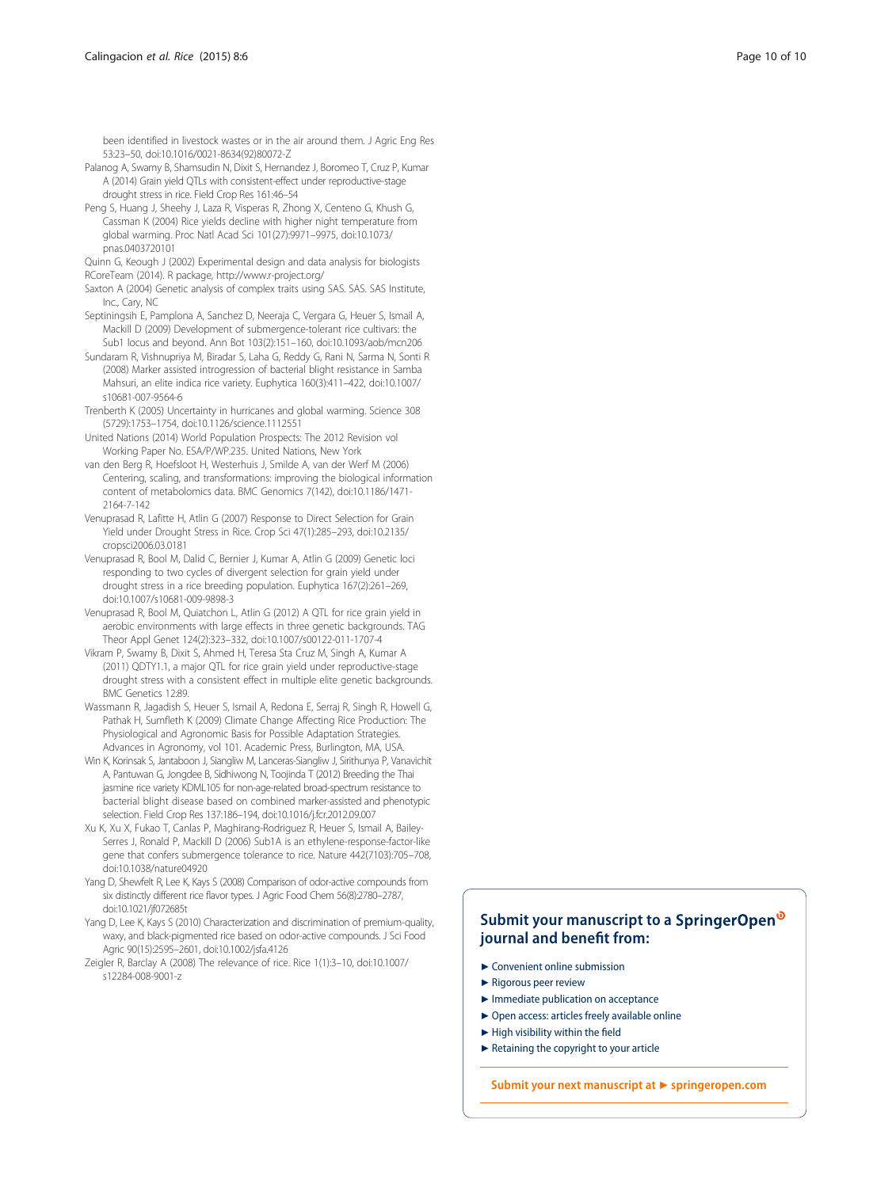been identified in livestock wastes or in the air around them. J Agric Eng Res 53:23–50, doi:10.1016/0021-8634(92)80072-Z

Palanog A, Swamy B, Shamsudin N, Dixit S, Hernandez J, Boromeo T, Cruz P, Kumar A (2014) Grain yield QTLs with consistent-effect under reproductive-stage drought stress in rice. Field Crop Res 161:46–54

Peng S, Huang J, Sheehy J, Laza R, Visperas R, Zhong X, Centeno G, Khush G, Cassman K (2004) Rice yields decline with higher night temperature from global warming. Proc Natl Acad Sci 101(27):9971–9975, doi:10.1073/pnas.0403720101

Quinn G, Keough J (2002) Experimental design and data analysis for biologists

RCoreTeam (2014). R package, http://www.r-project.org/

Saxton A (2004) Genetic analysis of complex traits using SAS. SAS. SAS Institute, Inc., Cary, NC

Septiningsih E, Pamplona A, Sanchez D, Neeraja C, Vergara G, Heuer S, Ismail A, Mackill D (2009) Development of submergence-tolerant rice cultivars: the Sub1 locus and beyond. Ann Bot 103(2):151–160, doi:10.1093/aob/mcn206

Sundaram R, Vishnupriya M, Biradar S, Laha G, Reddy G, Rani N, Sarma N, Sonti R (2008) Marker assisted introgression of bacterial blight resistance in Samba Mahsuri, an elite indica rice variety. Euphytica 160(3):411–422, doi:10.1007/s10681-007-9564-6

Trenberth K (2005) Uncertainty in hurricanes and global warming. Science 308 (5729):1753–1754, doi:10.1126/science.1112551

United Nations (2014) World Population Prospects: The 2012 Revision vol Working Paper No. ESA/P/WP.235. United Nations, New York

van den Berg R, Hoefsloot H, Westerhuis J, Smilde A, van der Werf M (2006) Centering, scaling, and transformations: improving the biological information content of metabolomics data. BMC Genomics 7(142), doi:10.1186/1471-2164-7-142

Venuprasad R, Lafitte H, Atlin G (2007) Response to Direct Selection for Grain Yield under Drought Stress in Rice. Crop Sci 47(1):285–293, doi:10.2135/cropsci2006.03.0181

Venuprasad R, Bool M, Dalid C, Bernier J, Kumar A, Atlin G (2009) Genetic loci responding to two cycles of divergent selection for grain yield under drought stress in a rice breeding population. Euphytica 167(2):261–269, doi:10.1007/s10681-009-9898-3

Venuprasad R, Bool M, Quiatchon L, Atlin G (2012) A QTL for rice grain yield in aerobic environments with large effects in three genetic backgrounds. TAG Theor Appl Genet 124(2):323–332, doi:10.1007/s00122-011-1707-4

Vikram P, Swamy B, Dixit S, Ahmed H, Teresa Sta Cruz M, Singh A, Kumar A (2011) QDTY1.1, a major QTL for rice grain yield under reproductive-stage drought stress with a consistent effect in multiple elite genetic backgrounds. BMC Genetics 12:89.

Wassmann R, Jagadish S, Heuer S, Ismail A, Redona E, Serraj R, Singh R, Howell G, Pathak H, Sumfleth K (2009) Climate Change Affecting Rice Production: The Physiological and Agronomic Basis for Possible Adaptation Strategies. Advances in Agronomy, vol 101. Academic Press, Burlington, MA, USA.

Win K, Korinsak S, Jantaboon J, Siangliw M, Lanceras-Siangliw J, Sirithunya P, Vanavichit A, Pantuwan G, Jongdee B, Sidhiwong N, Toojinda T (2012) Breeding the Thai jasmine rice variety KDML105 for non-age-related broad-spectrum resistance to bacterial blight disease based on combined marker-assisted and phenotypic selection. Field Crop Res 137:186–194, doi:10.1016/j.fcr.2012.09.007

Xu K, Xu X, Fukao T, Canlas P, Maghirang-Rodriguez R, Heuer S, Ismail A, Bailey-Serres J, Ronald P, Mackill D (2006) Sub1A is an ethylene-response-factor-like gene that confers submergence tolerance to rice. Nature 442(7103):705–708, doi:10.1038/nature04920

Yang D, Shewfelt R, Lee K, Kays S (2008) Comparison of odor-active compounds from six distinctly different rice flavor types. J Agric Food Chem 56(8):2780–2787, doi:10.1021/jf072685t

Yang D, Lee K, Kays S (2010) Characterization and discrimination of premium-quality, waxy, and black-pigmented rice based on odor-active compounds. J Sci Food Agric 90(15):2595–2601, doi:10.1002/jsfa.4126

Zeigler R, Barclay A (2008) The relevance of rice. Rice 1(1):3–10, doi:10.1007/s12284-008-9001-z

**Submit your manuscript to a SpringerOpen journal and benefit from:**

- ► Convenient online submission
- ► Rigorous peer review
- ► Immediate publication on acceptance
- ► Open access: articles freely available online
- ► High visibility within the field
- ► Retaining the copyright to your article

**Submit your next manuscript at ► springeropen.com**